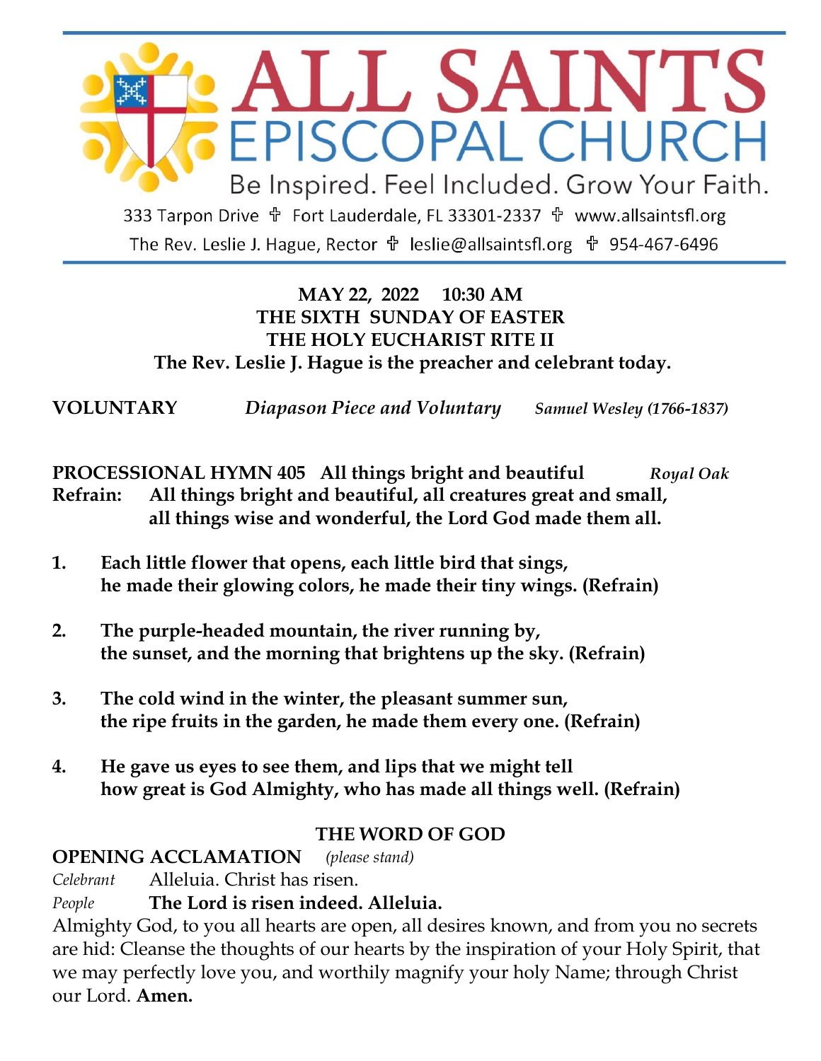# ALL SAINTS EPISCOPAL CHURCH

Be Inspired. Feel Included. Grow Your Faith.

333 Tarpon Drive ✝ Fort Lauderdale, FL 33301-2337 ✝ www.allsaintsfl.org

The Rev. Leslie J. Hague, Rector ✝ leslie@allsaintsfl.org ✝ 954-467-6496

**MAY 22, 2022 10:30 AM**
**THE SIXTH SUNDAY OF EASTER**
**THE HOLY EUCHARIST RITE II**
**The Rev. Leslie J. Hague is the preacher and celebrant today.**

**VOLUNTARY** *Diapason Piece and Voluntary* *Samuel Wesley (1766-1837)*

**PROCESSIONAL HYMN 405 All things bright and beautiful** *Royal Oak*

**Refrain: All things bright and beautiful, all creatures great and small, all things wise and wonderful, the Lord God made them all.**

1. **Each little flower that opens, each little bird that sings, he made their glowing colors, he made their tiny wings. (Refrain)**

2. **The purple-headed mountain, the river running by, the sunset, and the morning that brightens up the sky. (Refrain)**

3. **The cold wind in the winter, the pleasant summer sun, the ripe fruits in the garden, he made them every one. (Refrain)**

4. **He gave us eyes to see them, and lips that we might tell how great is God Almighty, who has made all things well. (Refrain)**

## THE WORD OF GOD

**OPENING ACCLAMATION** *(please stand)*

*Celebrant* Alleluia. Christ has risen.

*People* **The Lord is risen indeed. Alleluia.**

Almighty God, to you all hearts are open, all desires known, and from you no secrets are hid: Cleanse the thoughts of our hearts by the inspiration of your Holy Spirit, that we may perfectly love you, and worthily magnify your holy Name; through Christ our Lord. **Amen.**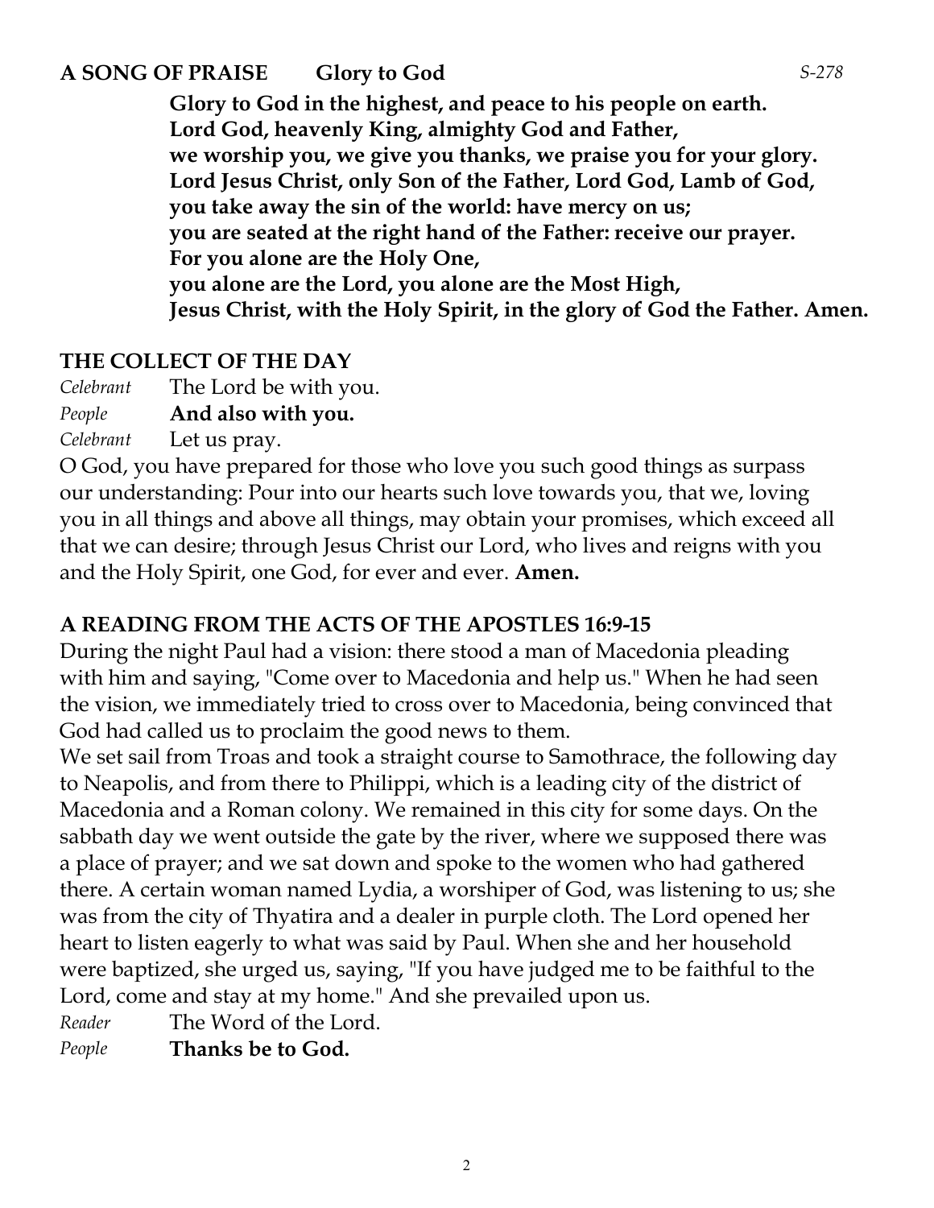**A SONG OF PRAISE Glory to God** *S-278*

**Glory to God in the highest, and peace to his people on earth.**
**Lord God, heavenly King, almighty God and Father,**
**we worship you, we give you thanks, we praise you for your glory.**
**Lord Jesus Christ, only Son of the Father, Lord God, Lamb of God,**
**you take away the sin of the world: have mercy on us;**
**you are seated at the right hand of the Father: receive our prayer.**
**For you alone are the Holy One,**
**you alone are the Lord, you alone are the Most High,**
**Jesus Christ, with the Holy Spirit, in the glory of God the Father. Amen.**

**THE COLLECT OF THE DAY**

*Celebrant* The Lord be with you.
*People* **And also with you.**
*Celebrant* Let us pray.

O God, you have prepared for those who love you such good things as surpass our understanding: Pour into our hearts such love towards you, that we, loving you in all things and above all things, may obtain your promises, which exceed all that we can desire; through Jesus Christ our Lord, who lives and reigns with you and the Holy Spirit, one God, for ever and ever. **Amen.**

**A READING FROM THE ACTS OF THE APOSTLES 16:9-15**

During the night Paul had a vision: there stood a man of Macedonia pleading with him and saying, "Come over to Macedonia and help us." When he had seen the vision, we immediately tried to cross over to Macedonia, being convinced that God had called us to proclaim the good news to them.

We set sail from Troas and took a straight course to Samothrace, the following day to Neapolis, and from there to Philippi, which is a leading city of the district of Macedonia and a Roman colony. We remained in this city for some days. On the sabbath day we went outside the gate by the river, where we supposed there was a place of prayer; and we sat down and spoke to the women who had gathered there. A certain woman named Lydia, a worshiper of God, was listening to us; she was from the city of Thyatira and a dealer in purple cloth. The Lord opened her heart to listen eagerly to what was said by Paul. When she and her household were baptized, she urged us, saying, "If you have judged me to be faithful to the Lord, come and stay at my home." And she prevailed upon us.

*Reader* The Word of the Lord.
*People* **Thanks be to God.**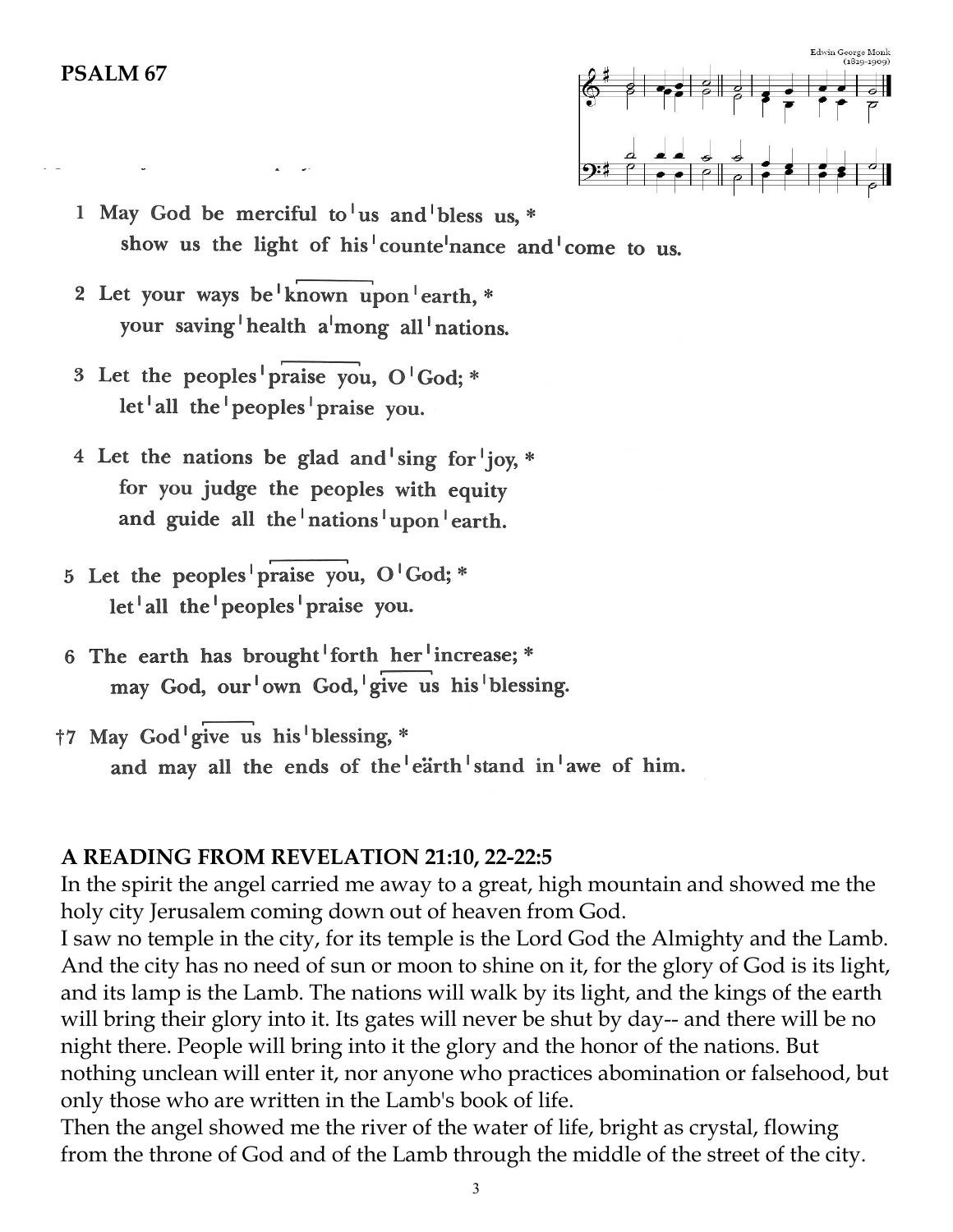**PSALM 67**

Edwin George Monk (1819-1909)

1 May God be merciful to | us and | bless us, *
show us the light of his | counte | nance and | come to us.

2 Let your ways be | known upon | earth, *
your saving | health a | mong all | nations.

3 Let the peoples | praise you, O | God; *
let | all the | peoples | praise you.

4 Let the nations be glad and | sing for | joy, *
for you judge the peoples with equity
and guide all the | nations | upon | earth.

5 Let the peoples | praise you, O | God; *
let | all the | peoples | praise you.

6 The earth has brought | forth her | increase; *
may God, our | own God, | give us his | blessing.

†7 May God | give us his | blessing, *
and may all the ends of the | eärth | stand in | awe of him.

**A READING FROM REVELATION 21:10, 22-22:5**

In the spirit the angel carried me away to a great, high mountain and showed me the holy city Jerusalem coming down out of heaven from God.
I saw no temple in the city, for its temple is the Lord God the Almighty and the Lamb. And the city has no need of sun or moon to shine on it, for the glory of God is its light, and its lamp is the Lamb. The nations will walk by its light, and the kings of the earth will bring their glory into it. Its gates will never be shut by day-- and there will be no night there. People will bring into it the glory and the honor of the nations. But nothing unclean will enter it, nor anyone who practices abomination or falsehood, but only those who are written in the Lamb's book of life.
Then the angel showed me the river of the water of life, bright as crystal, flowing from the throne of God and of the Lamb through the middle of the street of the city.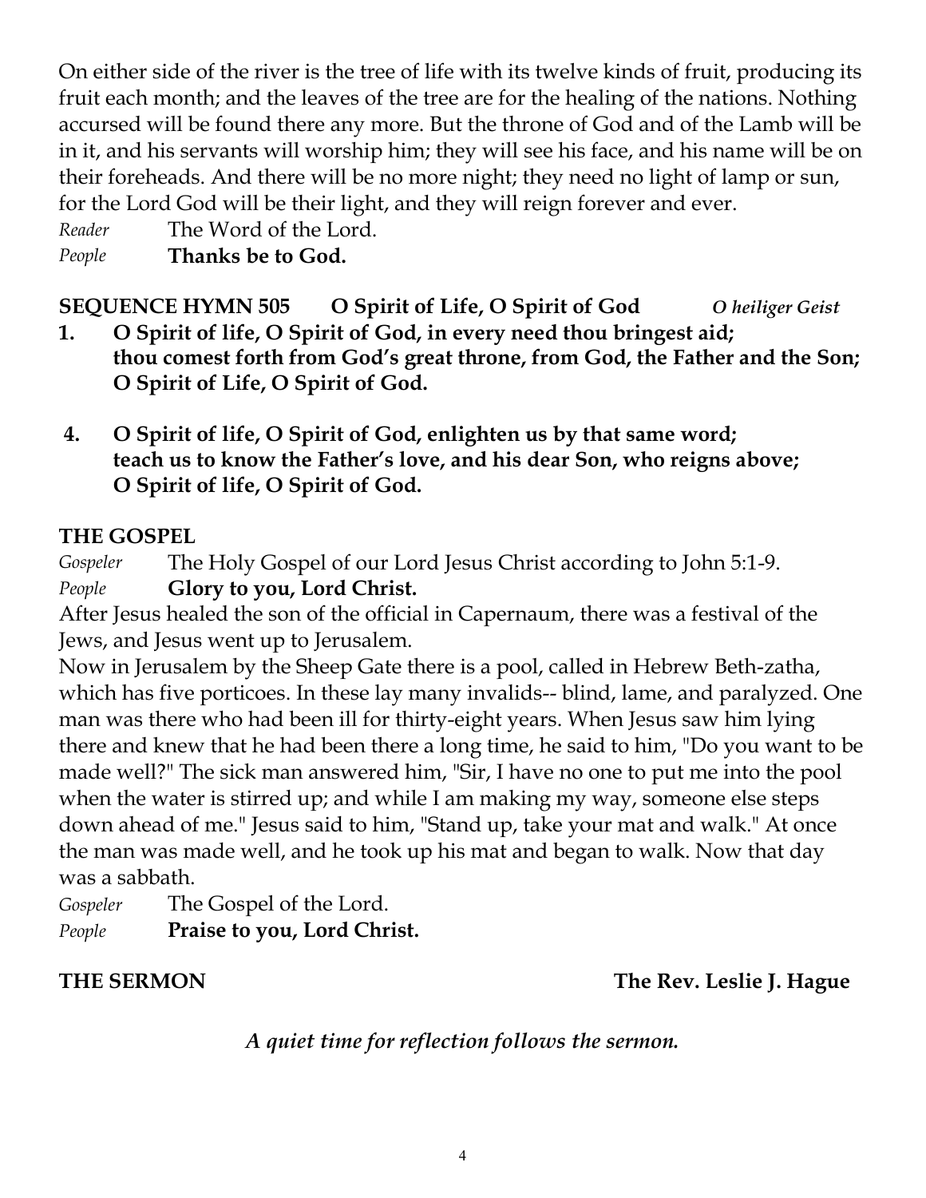On either side of the river is the tree of life with its twelve kinds of fruit, producing its fruit each month; and the leaves of the tree are for the healing of the nations. Nothing accursed will be found there any more. But the throne of God and of the Lamb will be in it, and his servants will worship him; they will see his face, and his name will be on their foreheads. And there will be no more night; they need no light of lamp or sun, for the Lord God will be their light, and they will reign forever and ever.

*Reader* The Word of the Lord.
*People* **Thanks be to God.**

**SEQUENCE HYMN 505 O Spirit of Life, O Spirit of God** *O heiliger Geist*

**1. O Spirit of life, O Spirit of God, in every need thou bringest aid; thou comest forth from God's great throne, from God, the Father and the Son; O Spirit of Life, O Spirit of God.**

**4. O Spirit of life, O Spirit of God, enlighten us by that same word; teach us to know the Father's love, and his dear Son, who reigns above; O Spirit of life, O Spirit of God.**

**THE GOSPEL**

*Gospeler* The Holy Gospel of our Lord Jesus Christ according to John 5:1-9.
*People* **Glory to you, Lord Christ.**

After Jesus healed the son of the official in Capernaum, there was a festival of the Jews, and Jesus went up to Jerusalem.

Now in Jerusalem by the Sheep Gate there is a pool, called in Hebrew Beth-zatha, which has five porticoes. In these lay many invalids-- blind, lame, and paralyzed. One man was there who had been ill for thirty-eight years. When Jesus saw him lying there and knew that he had been there a long time, he said to him, "Do you want to be made well?" The sick man answered him, "Sir, I have no one to put me into the pool when the water is stirred up; and while I am making my way, someone else steps down ahead of me." Jesus said to him, "Stand up, take your mat and walk." At once the man was made well, and he took up his mat and began to walk. Now that day was a sabbath.

*Gospeler* The Gospel of the Lord.
*People* **Praise to you, Lord Christ.**

**THE SERMON The Rev. Leslie J. Hague**

***A quiet time for reflection follows the sermon.***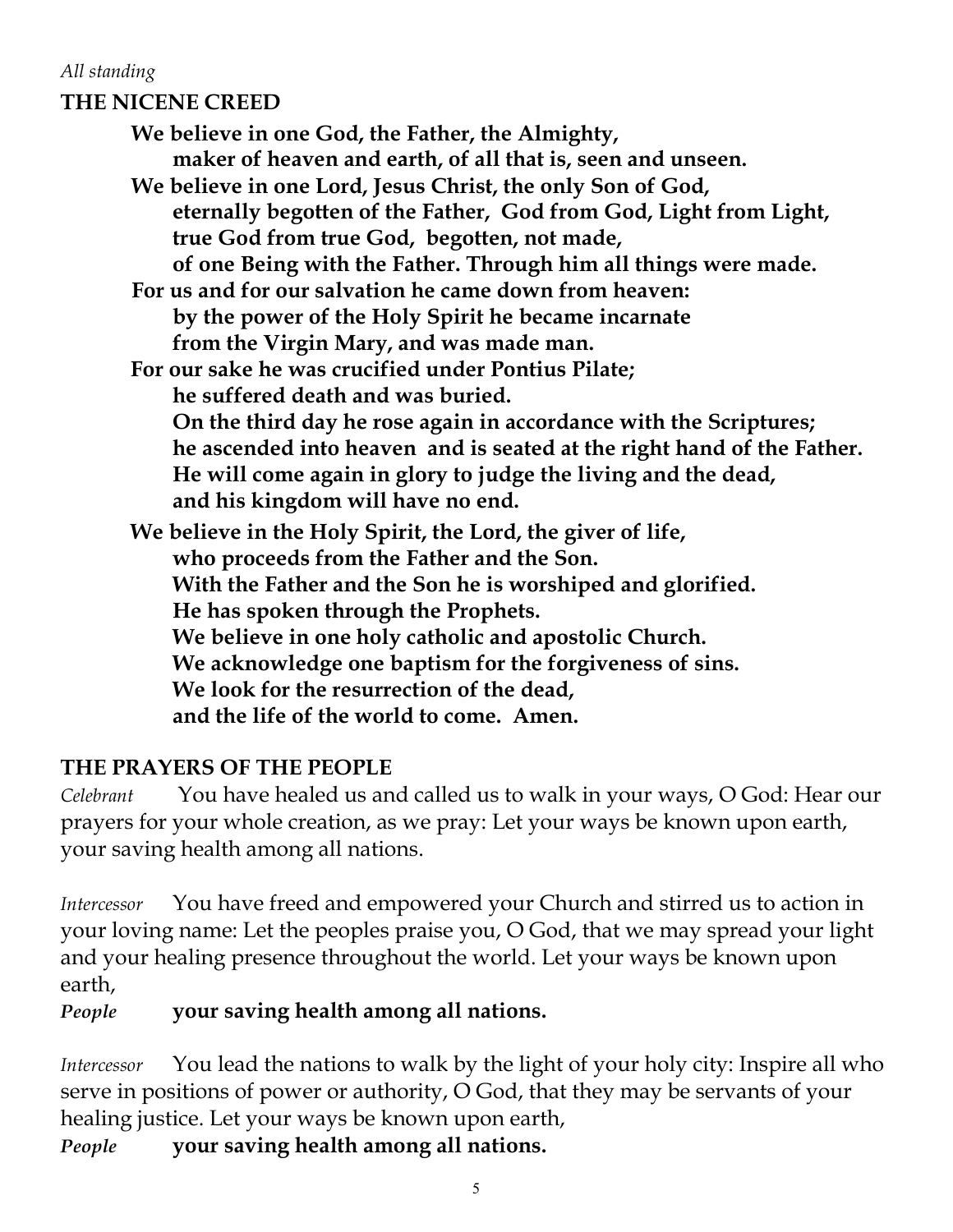*All standing*

## THE NICENE CREED

**We believe in one God, the Father, the Almighty,**
**maker of heaven and earth, of all that is, seen and unseen.**
**We believe in one Lord, Jesus Christ, the only Son of God,**
**eternally begotten of the Father, God from God, Light from Light,**
**true God from true God, begotten, not made,**
**of one Being with the Father. Through him all things were made.**
**For us and for our salvation he came down from heaven:**
**by the power of the Holy Spirit he became incarnate**
**from the Virgin Mary, and was made man.**
**For our sake he was crucified under Pontius Pilate;**
**he suffered death and was buried.**
**On the third day he rose again in accordance with the Scriptures;**
**he ascended into heaven and is seated at the right hand of the Father.**
**He will come again in glory to judge the living and the dead,**
**and his kingdom will have no end.**

**We believe in the Holy Spirit, the Lord, the giver of life,**
**who proceeds from the Father and the Son.**
**With the Father and the Son he is worshiped and glorified.**
**He has spoken through the Prophets.**
**We believe in one holy catholic and apostolic Church.**
**We acknowledge one baptism for the forgiveness of sins.**
**We look for the resurrection of the dead,**
**and the life of the world to come. Amen.**

## THE PRAYERS OF THE PEOPLE

*Celebrant* You have healed us and called us to walk in your ways, O God: Hear our prayers for your whole creation, as we pray: Let your ways be known upon earth, your saving health among all nations.

*Intercessor* You have freed and empowered your Church and stirred us to action in your loving name: Let the peoples praise you, O God, that we may spread your light and your healing presence throughout the world. Let your ways be known upon earth,

***People*** **your saving health among all nations.**

*Intercessor* You lead the nations to walk by the light of your holy city: Inspire all who serve in positions of power or authority, O God, that they may be servants of your healing justice. Let your ways be known upon earth,

***People*** **your saving health among all nations.**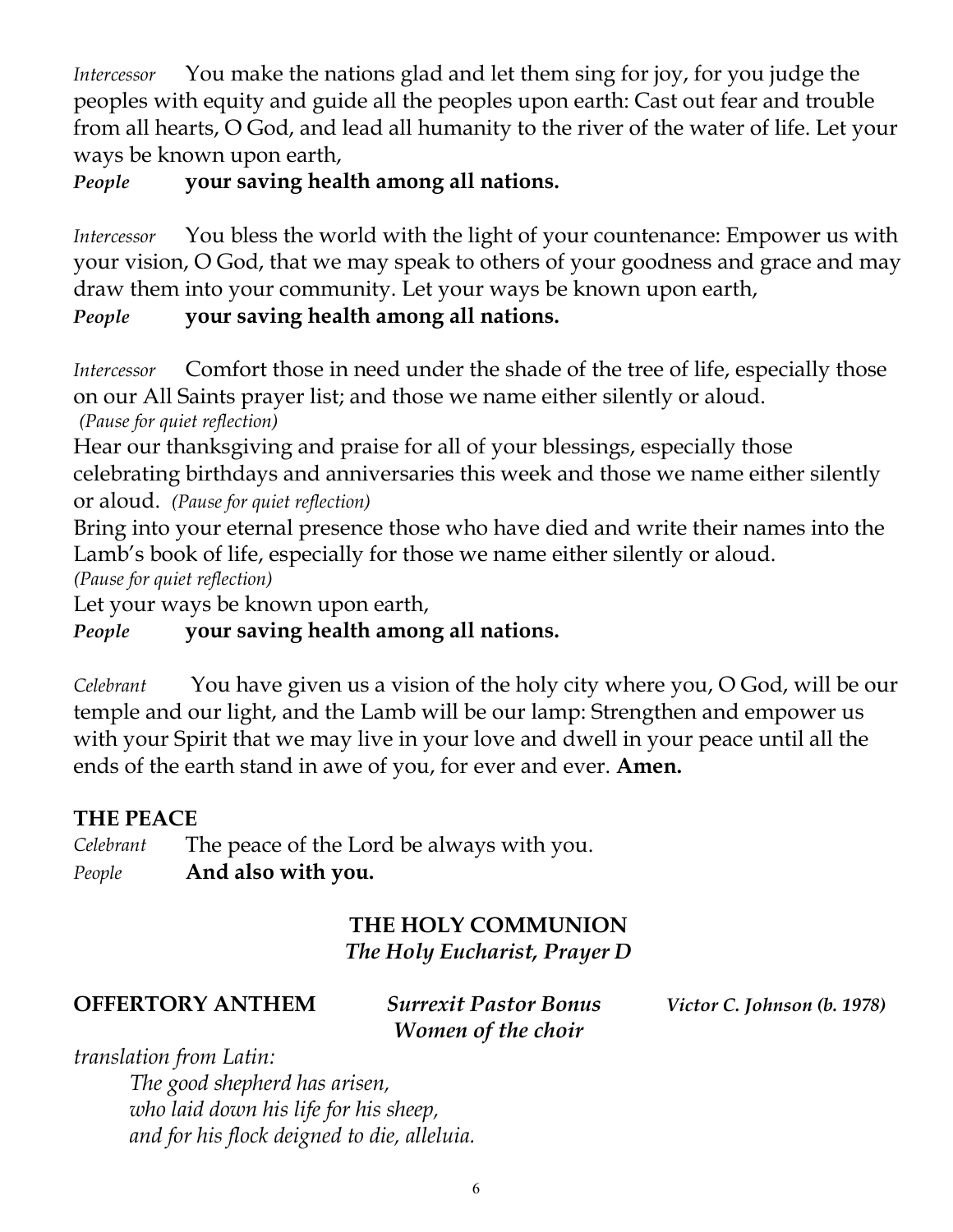*Intercessor* You make the nations glad and let them sing for joy, for you judge the peoples with equity and guide all the peoples upon earth: Cast out fear and trouble from all hearts, O God, and lead all humanity to the river of the water of life. Let your ways be known upon earth,

***People*** **your saving health among all nations.**

*Intercessor* You bless the world with the light of your countenance: Empower us with your vision, O God, that we may speak to others of your goodness and grace and may draw them into your community. Let your ways be known upon earth,

***People*** **your saving health among all nations.**

*Intercessor* Comfort those in need under the shade of the tree of life, especially those on our All Saints prayer list; and those we name either silently or aloud.
*(Pause for quiet reflection)*

Hear our thanksgiving and praise for all of your blessings, especially those celebrating birthdays and anniversaries this week and those we name either silently or aloud. *(Pause for quiet reflection)*

Bring into your eternal presence those who have died and write their names into the Lamb's book of life, especially for those we name either silently or aloud.
*(Pause for quiet reflection)*

Let your ways be known upon earth,

***People*** **your saving health among all nations.**

*Celebrant* You have given us a vision of the holy city where you, O God, will be our temple and our light, and the Lamb will be our lamp: Strengthen and empower us with your Spirit that we may live in your love and dwell in your peace until all the ends of the earth stand in awe of you, for ever and ever. **Amen.**

## THE PEACE

*Celebrant* The peace of the Lord be always with you.
*People* **And also with you.**

## THE HOLY COMMUNION

***The Holy Eucharist, Prayer D***

**OFFERTORY ANTHEM** ***Surrexit Pastor Bonus*** ***Victor C. Johnson (b. 1978)***
***Women of the choir***

*translation from Latin:*

*The good shepherd has arisen,*
*who laid down his life for his sheep,*
*and for his flock deigned to die, alleluia.*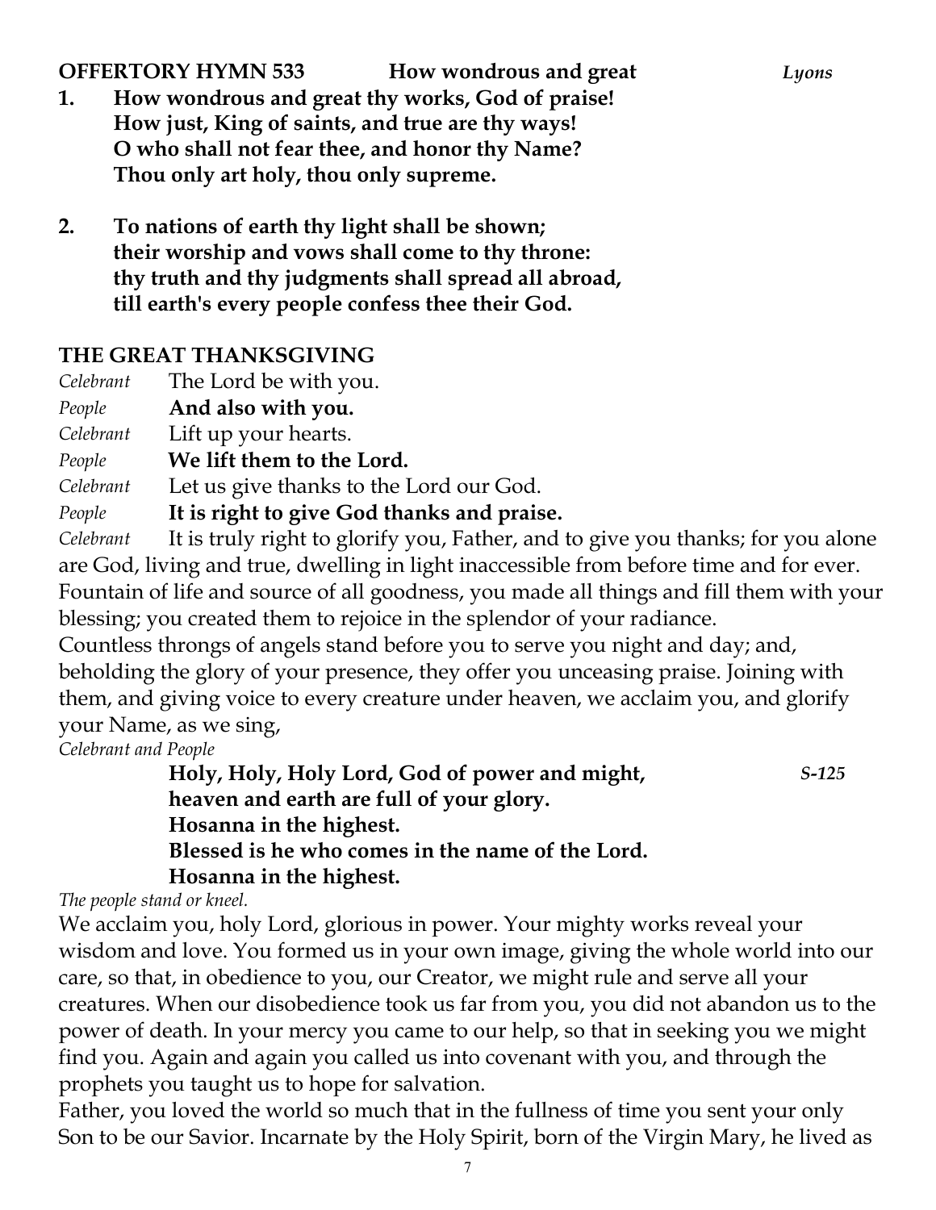**OFFERTORY HYMN 533 How wondrous and great** *Lyons*

1. **How wondrous and great thy works, God of praise!**
   **How just, King of saints, and true are thy ways!**
   **O who shall not fear thee, and honor thy Name?**
   **Thou only art holy, thou only supreme.**

2. **To nations of earth thy light shall be shown;**
   **their worship and vows shall come to thy throne:**
   **thy truth and thy judgments shall spread all abroad,**
   **till earth's every people confess thee their God.**

## THE GREAT THANKSGIVING

*Celebrant* The Lord be with you.
*People* **And also with you.**
*Celebrant* Lift up your hearts.
*People* **We lift them to the Lord.**
*Celebrant* Let us give thanks to the Lord our God.
*People* **It is right to give God thanks and praise.**
*Celebrant* It is truly right to glorify you, Father, and to give you thanks; for you alone are God, living and true, dwelling in light inaccessible from before time and for ever. Fountain of life and source of all goodness, you made all things and fill them with your blessing; you created them to rejoice in the splendor of your radiance.
Countless throngs of angels stand before you to serve you night and day; and, beholding the glory of your presence, they offer you unceasing praise. Joining with them, and giving voice to every creature under heaven, we acclaim you, and glorify your Name, as we sing,
*Celebrant and People*

**Holy, Holy, Holy Lord, God of power and might,** *S-125*
**heaven and earth are full of your glory.**
**Hosanna in the highest.**
**Blessed is he who comes in the name of the Lord.**
**Hosanna in the highest.**

*The people stand or kneel.*
We acclaim you, holy Lord, glorious in power. Your mighty works reveal your wisdom and love. You formed us in your own image, giving the whole world into our care, so that, in obedience to you, our Creator, we might rule and serve all your creatures. When our disobedience took us far from you, you did not abandon us to the power of death. In your mercy you came to our help, so that in seeking you we might find you. Again and again you called us into covenant with you, and through the prophets you taught us to hope for salvation.
Father, you loved the world so much that in the fullness of time you sent your only Son to be our Savior. Incarnate by the Holy Spirit, born of the Virgin Mary, he lived as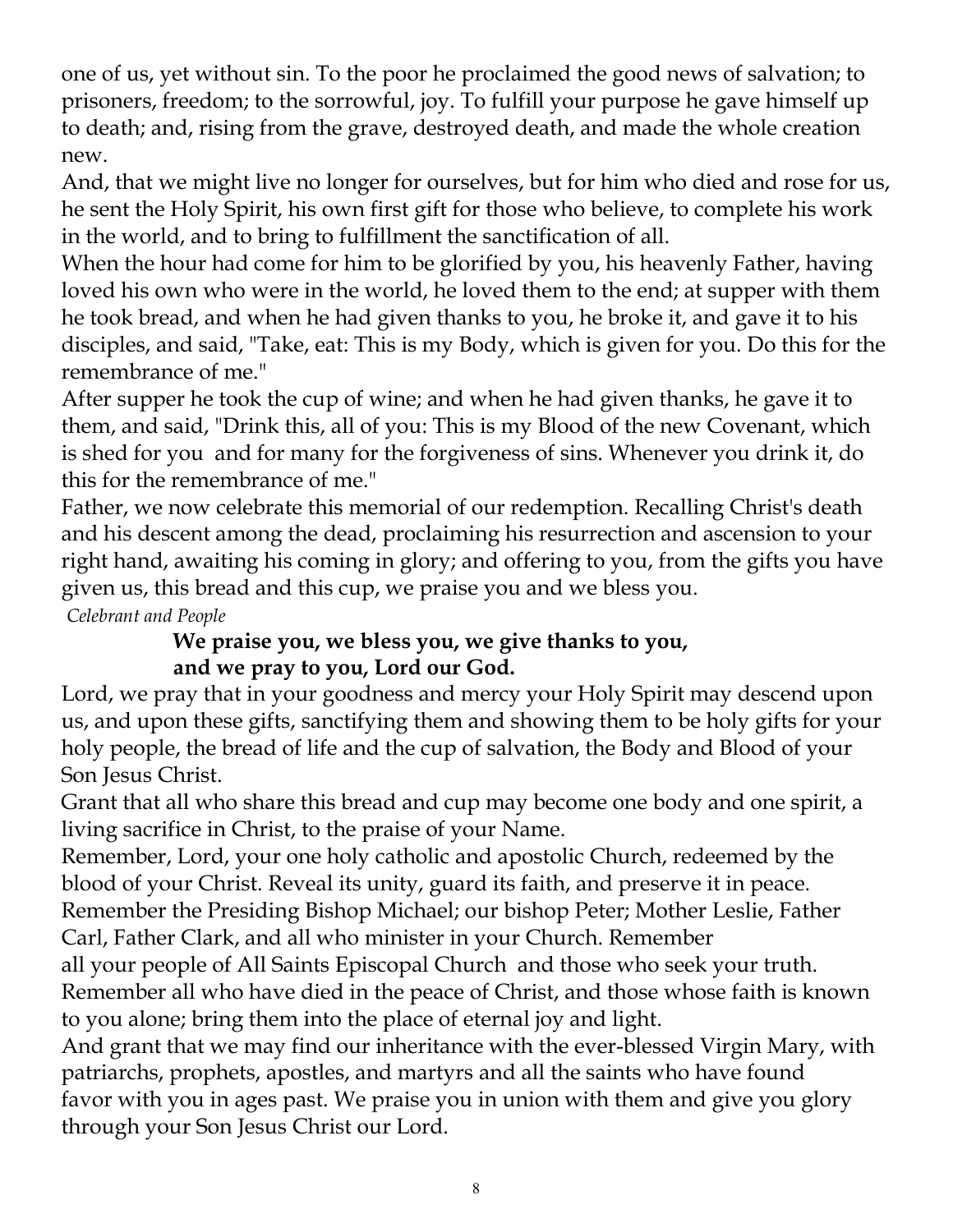one of us, yet without sin. To the poor he proclaimed the good news of salvation; to prisoners, freedom; to the sorrowful, joy. To fulfill your purpose he gave himself up to death; and, rising from the grave, destroyed death, and made the whole creation new.

And, that we might live no longer for ourselves, but for him who died and rose for us, he sent the Holy Spirit, his own first gift for those who believe, to complete his work in the world, and to bring to fulfillment the sanctification of all.

When the hour had come for him to be glorified by you, his heavenly Father, having loved his own who were in the world, he loved them to the end; at supper with them he took bread, and when he had given thanks to you, he broke it, and gave it to his disciples, and said, "Take, eat: This is my Body, which is given for you. Do this for the remembrance of me."

After supper he took the cup of wine; and when he had given thanks, he gave it to them, and said, "Drink this, all of you: This is my Blood of the new Covenant, which is shed for you and for many for the forgiveness of sins. Whenever you drink it, do this for the remembrance of me."

Father, we now celebrate this memorial of our redemption. Recalling Christ's death and his descent among the dead, proclaiming his resurrection and ascension to your right hand, awaiting his coming in glory; and offering to you, from the gifts you have given us, this bread and this cup, we praise you and we bless you.

*Celebrant and People*

**We praise you, we bless you, we give thanks to you,**
**and we pray to you, Lord our God.**

Lord, we pray that in your goodness and mercy your Holy Spirit may descend upon us, and upon these gifts, sanctifying them and showing them to be holy gifts for your holy people, the bread of life and the cup of salvation, the Body and Blood of your Son Jesus Christ.

Grant that all who share this bread and cup may become one body and one spirit, a living sacrifice in Christ, to the praise of your Name.

Remember, Lord, your one holy catholic and apostolic Church, redeemed by the blood of your Christ. Reveal its unity, guard its faith, and preserve it in peace. Remember the Presiding Bishop Michael; our bishop Peter; Mother Leslie, Father Carl, Father Clark, and all who minister in your Church. Remember all your people of All Saints Episcopal Church and those who seek your truth. Remember all who have died in the peace of Christ, and those whose faith is known to you alone; bring them into the place of eternal joy and light.

And grant that we may find our inheritance with the ever-blessed Virgin Mary, with patriarchs, prophets, apostles, and martyrs and all the saints who have found favor with you in ages past. We praise you in union with them and give you glory through your Son Jesus Christ our Lord.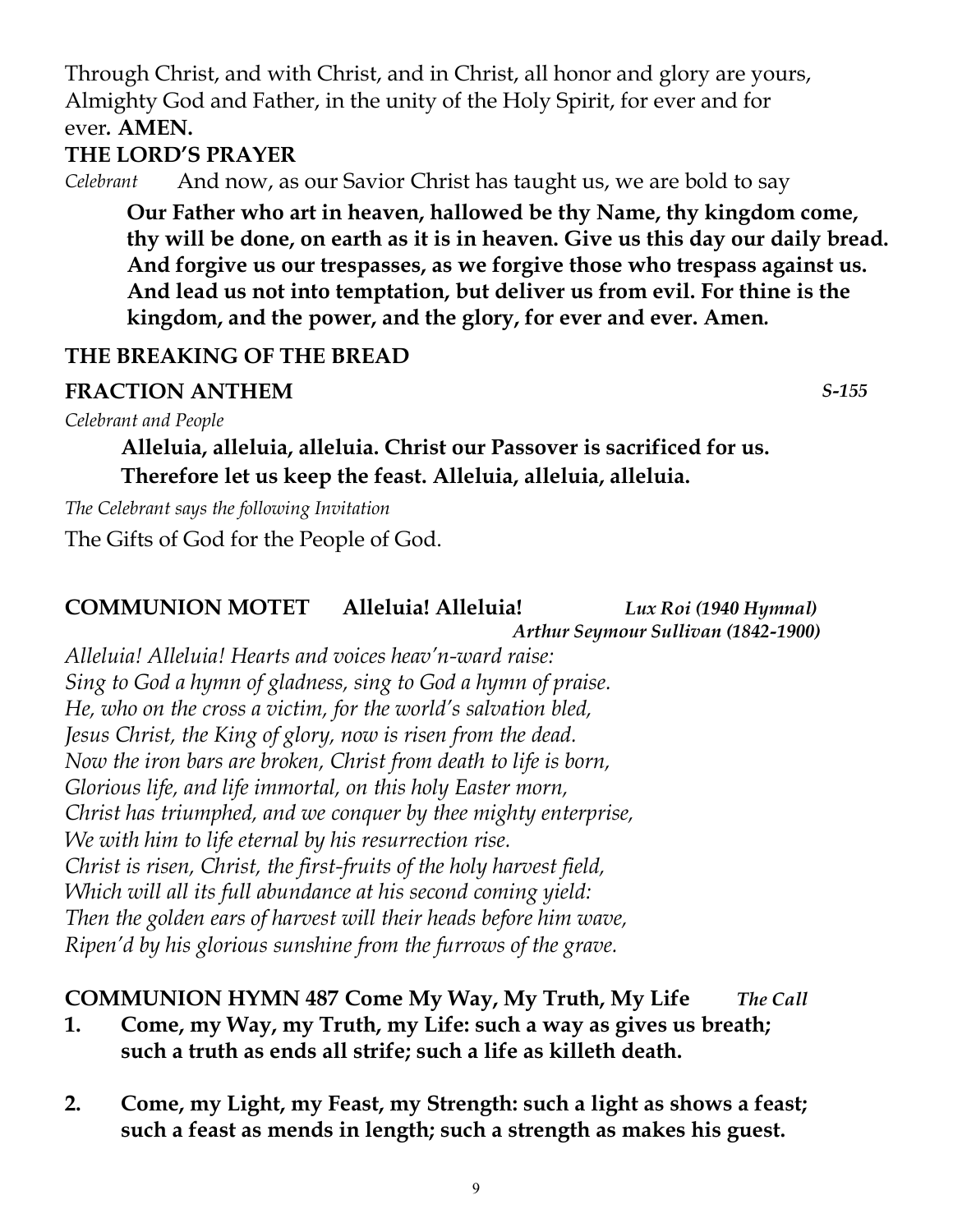Through Christ, and with Christ, and in Christ, all honor and glory are yours, Almighty God and Father, in the unity of the Holy Spirit, for ever and for ever. **AMEN.**

**THE LORD'S PRAYER**

*Celebrant* And now, as our Savior Christ has taught us, we are bold to say

> **Our Father who art in heaven, hallowed be thy Name, thy kingdom come, thy will be done, on earth as it is in heaven. Give us this day our daily bread. And forgive us our trespasses, as we forgive those who trespass against us. And lead us not into temptation, but deliver us from evil. For thine is the kingdom, and the power, and the glory, for ever and ever. Amen.**

**THE BREAKING OF THE BREAD**

**FRACTION ANTHEM** *S-155*

*Celebrant and People*

> **Alleluia, alleluia, alleluia. Christ our Passover is sacrificed for us. Therefore let us keep the feast. Alleluia, alleluia, alleluia.**

*The Celebrant says the following Invitation*

The Gifts of God for the People of God.

**COMMUNION MOTET Alleluia! Alleluia!** ***Lux Roi (1940 Hymnal)***
***Arthur Seymour Sullivan (1842-1900)***

*Alleluia! Alleluia! Hearts and voices heav'n-ward raise:*
*Sing to God a hymn of gladness, sing to God a hymn of praise.*
*He, who on the cross a victim, for the world's salvation bled,*
*Jesus Christ, the King of glory, now is risen from the dead.*
*Now the iron bars are broken, Christ from death to life is born,*
*Glorious life, and life immortal, on this holy Easter morn,*
*Christ has triumphed, and we conquer by thee mighty enterprise,*
*We with him to life eternal by his resurrection rise.*
*Christ is risen, Christ, the first-fruits of the holy harvest field,*
*Which will all its full abundance at his second coming yield:*
*Then the golden ears of harvest will their heads before him wave,*
*Ripen'd by his glorious sunshine from the furrows of the grave.*

**COMMUNION HYMN 487 Come My Way, My Truth, My Life** ***The Call***

1. **Come, my Way, my Truth, my Life: such a way as gives us breath; such a truth as ends all strife; such a life as killeth death.**

2. **Come, my Light, my Feast, my Strength: such a light as shows a feast; such a feast as mends in length; such a strength as makes his guest.**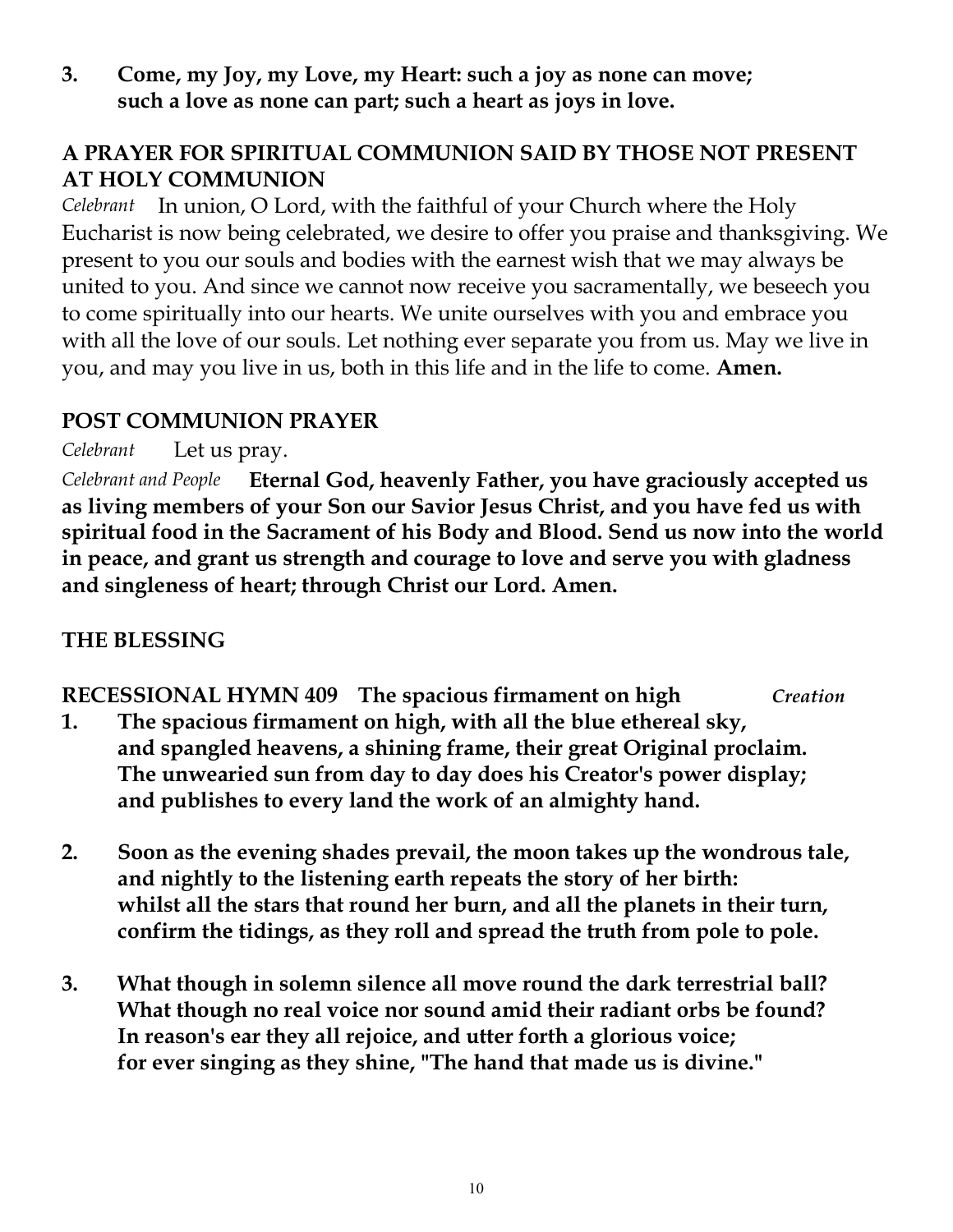**3. Come, my Joy, my Love, my Heart: such a joy as none can move;
such a love as none can part; such a heart as joys in love.**

## A PRAYER FOR SPIRITUAL COMMUNION SAID BY THOSE NOT PRESENT AT HOLY COMMUNION

*Celebrant* In union, O Lord, with the faithful of your Church where the Holy Eucharist is now being celebrated, we desire to offer you praise and thanksgiving. We present to you our souls and bodies with the earnest wish that we may always be united to you. And since we cannot now receive you sacramentally, we beseech you to come spiritually into our hearts. We unite ourselves with you and embrace you with all the love of our souls. Let nothing ever separate you from us. May we live in you, and may you live in us, both in this life and in the life to come. **Amen.**

## POST COMMUNION PRAYER

*Celebrant* Let us pray.

*Celebrant and People* **Eternal God, heavenly Father, you have graciously accepted us as living members of your Son our Savior Jesus Christ, and you have fed us with spiritual food in the Sacrament of his Body and Blood. Send us now into the world in peace, and grant us strength and courage to love and serve you with gladness and singleness of heart; through Christ our Lord. Amen.**

## THE BLESSING

## RECESSIONAL HYMN 409 The spacious firmament on high *Creation*

**1. The spacious firmament on high, with all the blue ethereal sky,
and spangled heavens, a shining frame, their great Original proclaim.
The unwearied sun from day to day does his Creator's power display;
and publishes to every land the work of an almighty hand.**

**2. Soon as the evening shades prevail, the moon takes up the wondrous tale,
and nightly to the listening earth repeats the story of her birth:
whilst all the stars that round her burn, and all the planets in their turn,
confirm the tidings, as they roll and spread the truth from pole to pole.**

**3. What though in solemn silence all move round the dark terrestrial ball?
What though no real voice nor sound amid their radiant orbs be found?
In reason's ear they all rejoice, and utter forth a glorious voice;
for ever singing as they shine, "The hand that made us is divine."**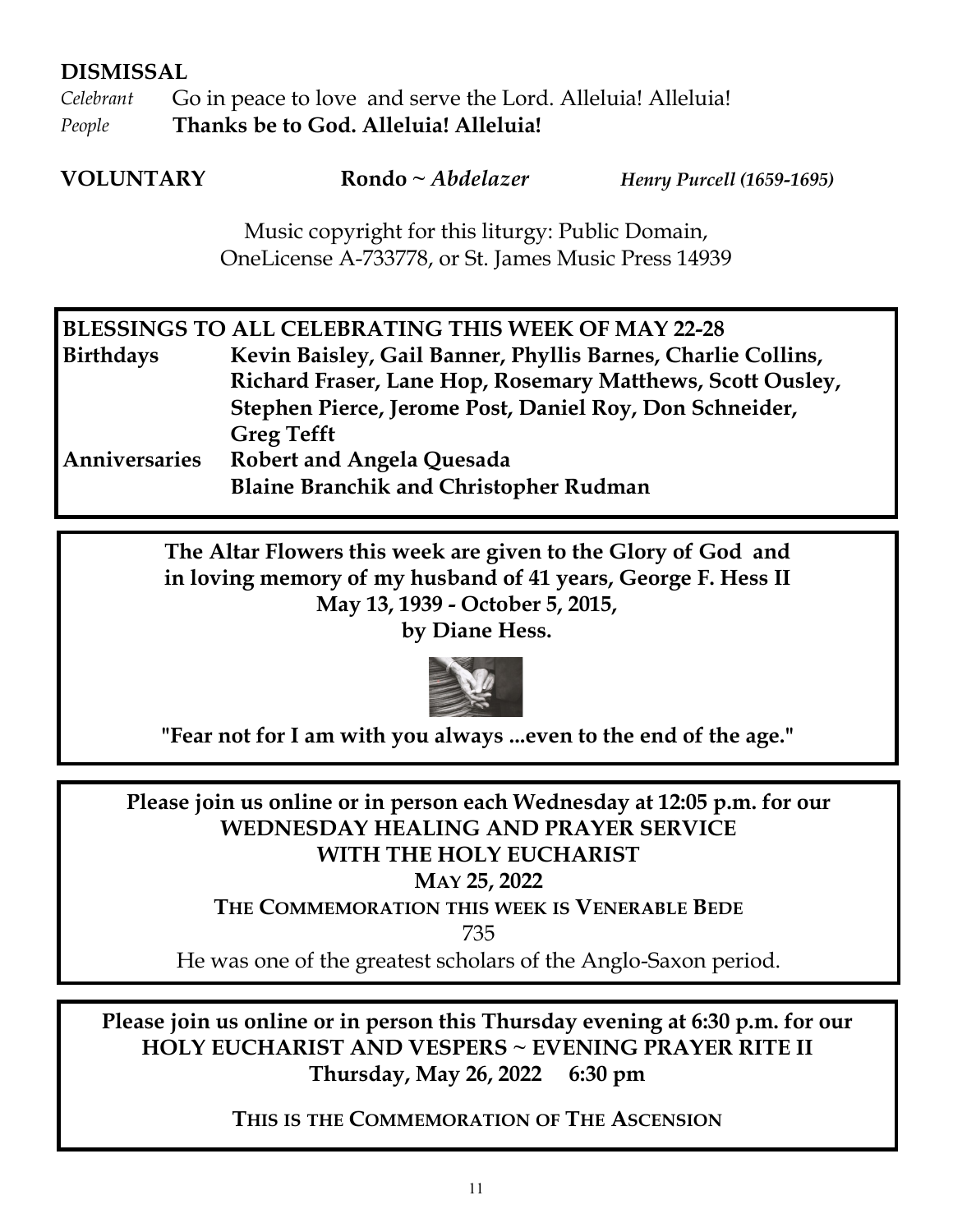## DISMISSAL

*Celebrant* Go in peace to love and serve the Lord. Alleluia! Alleluia!
*People* **Thanks be to God. Alleluia! Alleluia!**

**VOLUNTARY** **Rondo ~ *Abdelazer*** ***Henry Purcell (1659-1695)***

Music copyright for this liturgy: Public Domain, OneLicense A-733778, or St. James Music Press 14939

**BLESSINGS TO ALL CELEBRATING THIS WEEK OF MAY 22-28**

| | |
|---|---|
| **Birthdays** | **Kevin Baisley, Gail Banner, Phyllis Barnes, Charlie Collins, Richard Fraser, Lane Hop, Rosemary Matthews, Scott Ousley, Stephen Pierce, Jerome Post, Daniel Roy, Don Schneider, Greg Tefft** |
| **Anniversaries** | **Robert and Angela Quesada**<br>**Blaine Branchik and Christopher Rudman** |

**The Altar Flowers this week are given to the Glory of God and in loving memory of my husband of 41 years, George F. Hess II May 13, 1939 - October 5, 2015, by Diane Hess.**

**"Fear not for I am with you always ...even to the end of the age."**

**Please join us online or in person each Wednesday at 12:05 p.m. for our WEDNESDAY HEALING AND PRAYER SERVICE WITH THE HOLY EUCHARIST**

**MAY 25, 2022**

**THE COMMEMORATION THIS WEEK IS VENERABLE BEDE**

735

He was one of the greatest scholars of the Anglo-Saxon period.

**Please join us online or in person this Thursday evening at 6:30 p.m. for our HOLY EUCHARIST AND VESPERS ~ EVENING PRAYER RITE II**

**Thursday, May 26, 2022 6:30 pm**

**THIS IS THE COMMEMORATION OF THE ASCENSION**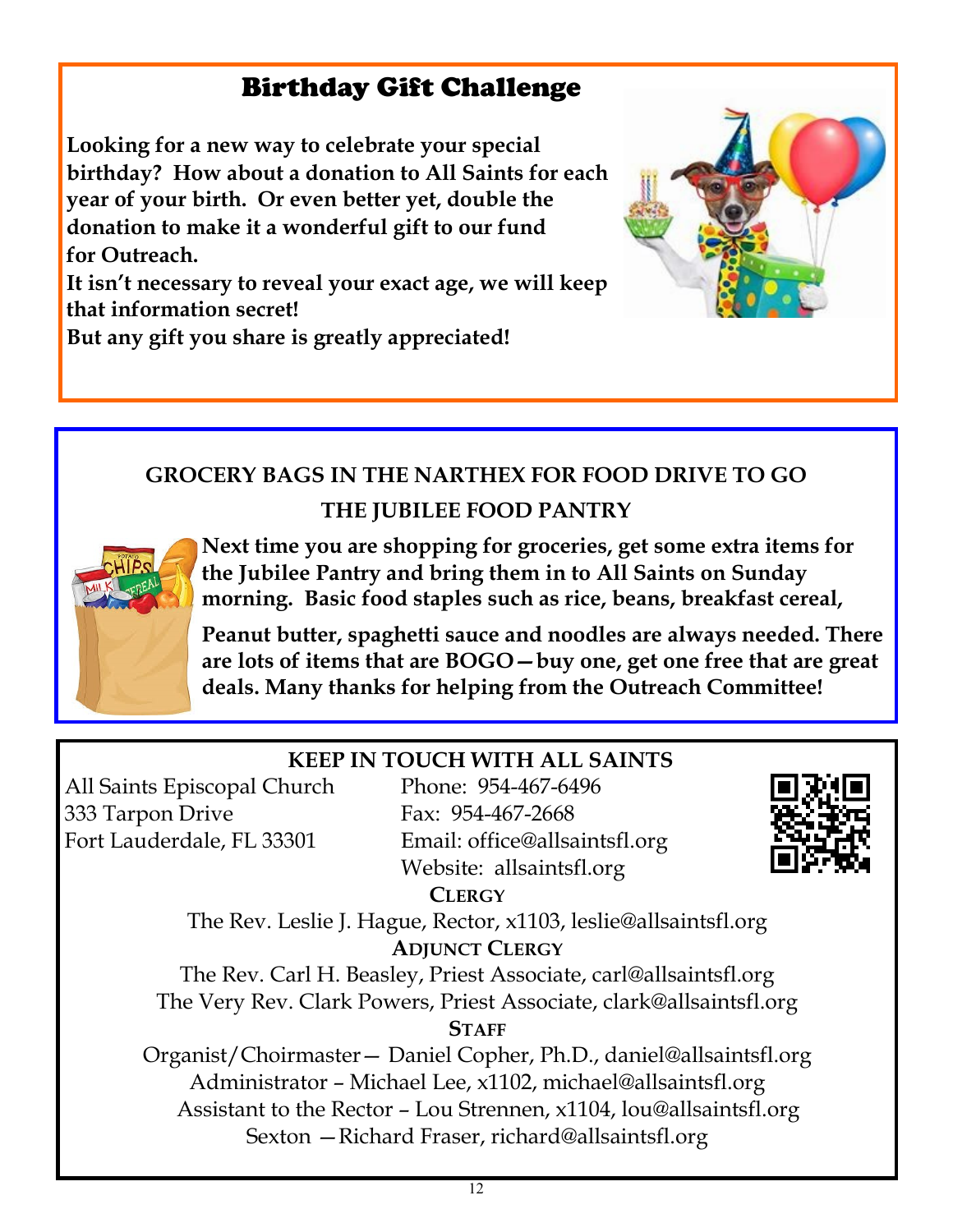## Birthday Gift Challenge

**Looking for a new way to celebrate your special birthday? How about a donation to All Saints for each year of your birth. Or even better yet, double the donation to make it a wonderful gift to our fund for Outreach.**

**It isn't necessary to reveal your exact age, we will keep that information secret!**

**But any gift you share is greatly appreciated!**

## GROCERY BAGS IN THE NARTHEX FOR FOOD DRIVE TO GO THE JUBILEE FOOD PANTRY

**Next time you are shopping for groceries, get some extra items for the Jubilee Pantry and bring them in to All Saints on Sunday morning. Basic food staples such as rice, beans, breakfast cereal,**

**Peanut butter, spaghetti sauce and noodles are always needed. There are lots of items that are BOGO—buy one, get one free that are great deals. Many thanks for helping from the Outreach Committee!**

## KEEP IN TOUCH WITH ALL SAINTS

All Saints Episcopal Church
333 Tarpon Drive
Fort Lauderdale, FL 33301

Phone: 954-467-6496
Fax: 954-467-2668
Email: office@allsaintsfl.org
Website: allsaintsfl.org

**CLERGY**

The Rev. Leslie J. Hague, Rector, x1103, leslie@allsaintsfl.org

**ADJUNCT CLERGY**

The Rev. Carl H. Beasley, Priest Associate, carl@allsaintsfl.org
The Very Rev. Clark Powers, Priest Associate, clark@allsaintsfl.org

**STAFF**

Organist/Choirmaster— Daniel Copher, Ph.D., daniel@allsaintsfl.org
Administrator – Michael Lee, x1102, michael@allsaintsfl.org
Assistant to the Rector – Lou Strennen, x1104, lou@allsaintsfl.org
Sexton —Richard Fraser, richard@allsaintsfl.org